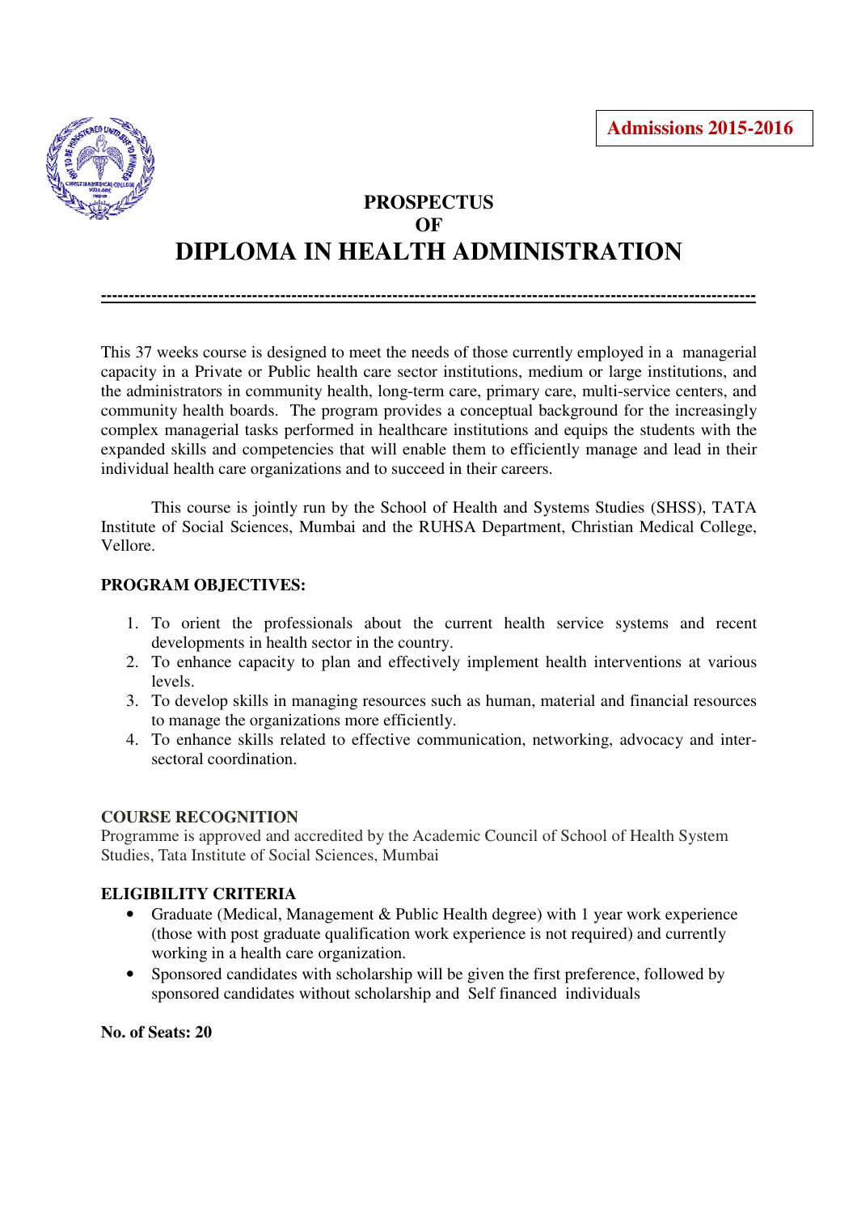**Admissions 2015-2016**

# PROSPECTUS
# OF
# DIPLOMA IN HEALTH ADMINISTRATION

---

This 37 weeks course is designed to meet the needs of those currently employed in a managerial capacity in a Private or Public health care sector institutions, medium or large institutions, and the administrators in community health, long-term care, primary care, multi-service centers, and community health boards. The program provides a conceptual background for the increasingly complex managerial tasks performed in healthcare institutions and equips the students with the expanded skills and competencies that will enable them to efficiently manage and lead in their individual health care organizations and to succeed in their careers.

This course is jointly run by the School of Health and Systems Studies (SHSS), TATA Institute of Social Sciences, Mumbai and the RUHSA Department, Christian Medical College, Vellore.

## PROGRAM OBJECTIVES:

1. To orient the professionals about the current health service systems and recent developments in health sector in the country.
2. To enhance capacity to plan and effectively implement health interventions at various levels.
3. To develop skills in managing resources such as human, material and financial resources to manage the organizations more efficiently.
4. To enhance skills related to effective communication, networking, advocacy and inter-sectoral coordination.

## COURSE RECOGNITION

Programme is approved and accredited by the Academic Council of School of Health System Studies, Tata Institute of Social Sciences, Mumbai

## ELIGIBILITY CRITERIA

- Graduate (Medical, Management & Public Health degree) with 1 year work experience (those with post graduate qualification work experience is not required) and currently working in a health care organization.
- Sponsored candidates with scholarship will be given the first preference, followed by sponsored candidates without scholarship and Self financed individuals

**No. of Seats: 20**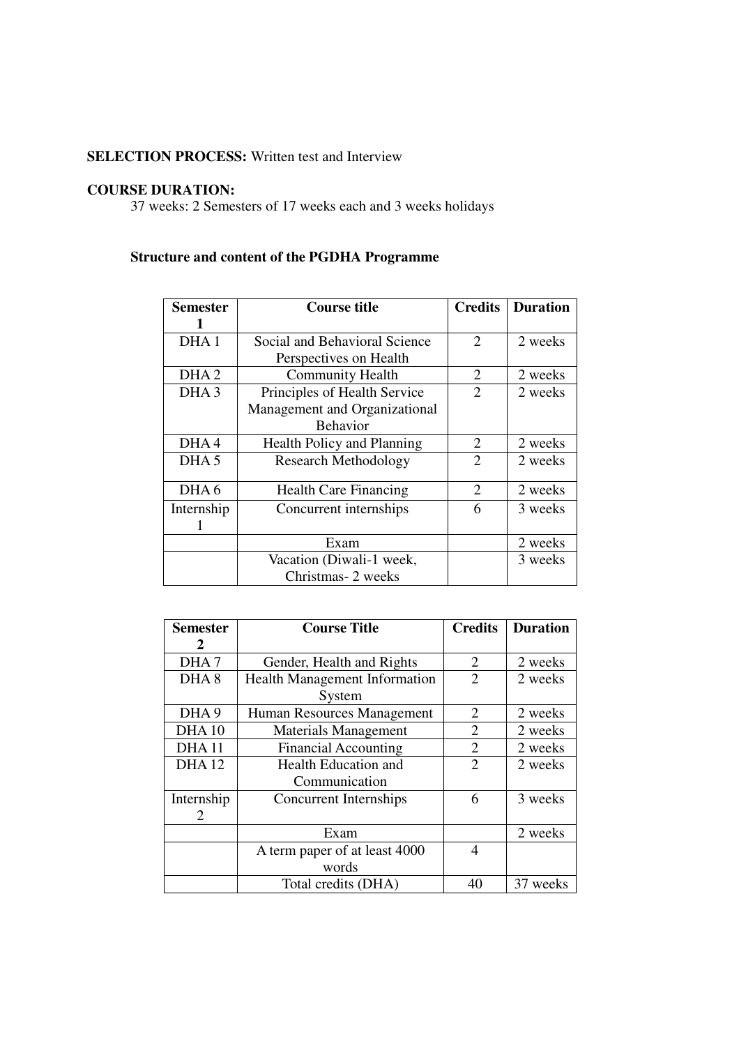**SELECTION PROCESS:** Written test and Interview

**COURSE DURATION:**

37 weeks: 2 Semesters of 17 weeks each and 3 weeks holidays

### Structure and content of the PGDHA Programme

| Semester 1 | Course title | Credits | Duration |
|---|---|---|---|
| DHA 1 | Social and Behavioral Science Perspectives on Health | 2 | 2 weeks |
| DHA 2 | Community Health | 2 | 2 weeks |
| DHA 3 | Principles of Health Service Management and Organizational Behavior | 2 | 2 weeks |
| DHA 4 | Health Policy and Planning | 2 | 2 weeks |
| DHA 5 | Research Methodology | 2 | 2 weeks |
| DHA 6 | Health Care Financing | 2 | 2 weeks |
| Internship 1 | Concurrent internships | 6 | 3 weeks |
| | Exam | | 2 weeks |
| | Vacation (Diwali-1 week, Christmas- 2 weeks | | 3 weeks |

| Semester 2 | Course Title | Credits | Duration |
|---|---|---|---|
| DHA 7 | Gender, Health and Rights | 2 | 2 weeks |
| DHA 8 | Health Management Information System | 2 | 2 weeks |
| DHA 9 | Human Resources Management | 2 | 2 weeks |
| DHA 10 | Materials Management | 2 | 2 weeks |
| DHA 11 | Financial Accounting | 2 | 2 weeks |
| DHA 12 | Health Education and Communication | 2 | 2 weeks |
| Internship 2 | Concurrent Internships | 6 | 3 weeks |
| | Exam | | 2 weeks |
| | A term paper of at least 4000 words | 4 | |
| | Total credits (DHA) | 40 | 37 weeks |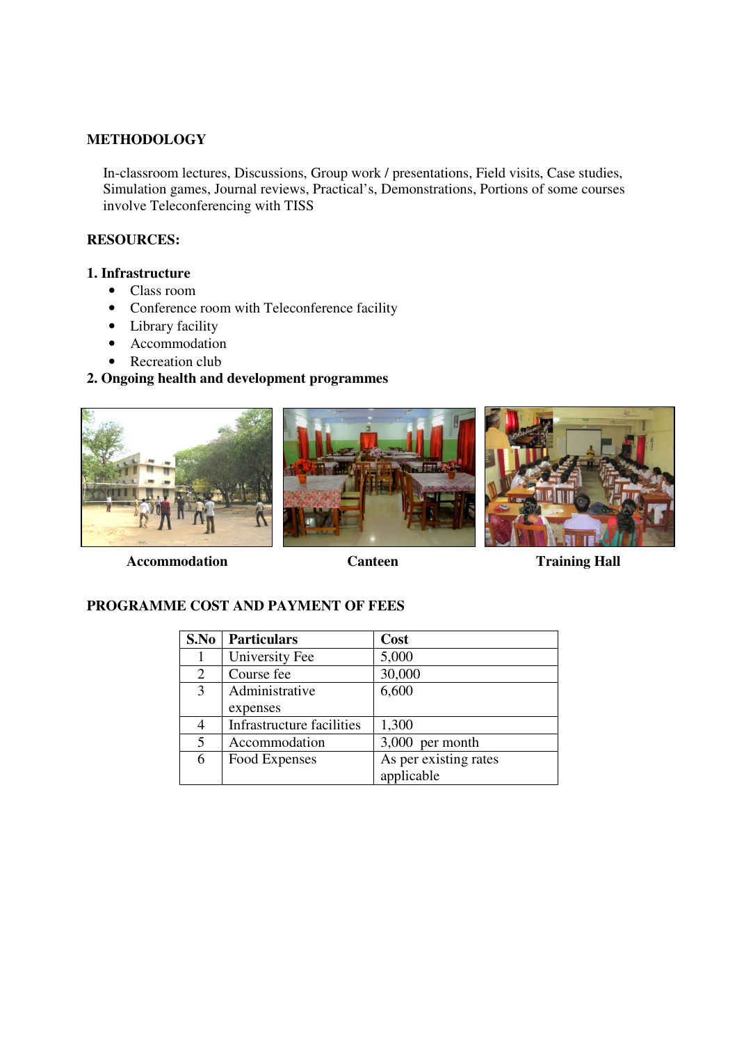## METHODOLOGY

In-classroom lectures, Discussions, Group work / presentations, Field visits, Case studies, Simulation games, Journal reviews, Practical's, Demonstrations, Portions of some courses involve Teleconferencing with TISS

## RESOURCES:

**1. Infrastructure**

- Class room
- Conference room with Teleconference facility
- Library facility
- Accommodation
- Recreation club

**2. Ongoing health and development programmes**

**Accommodation** **Canteen** **Training Hall**

## PROGRAMME COST AND PAYMENT OF FEES

| S.No | Particulars | Cost |
|---|---|---|
| 1 | University Fee | 5,000 |
| 2 | Course fee | 30,000 |
| 3 | Administrative expenses | 6,600 |
| 4 | Infrastructure facilities | 1,300 |
| 5 | Accommodation | 3,000 per month |
| 6 | Food Expenses | As per existing rates applicable |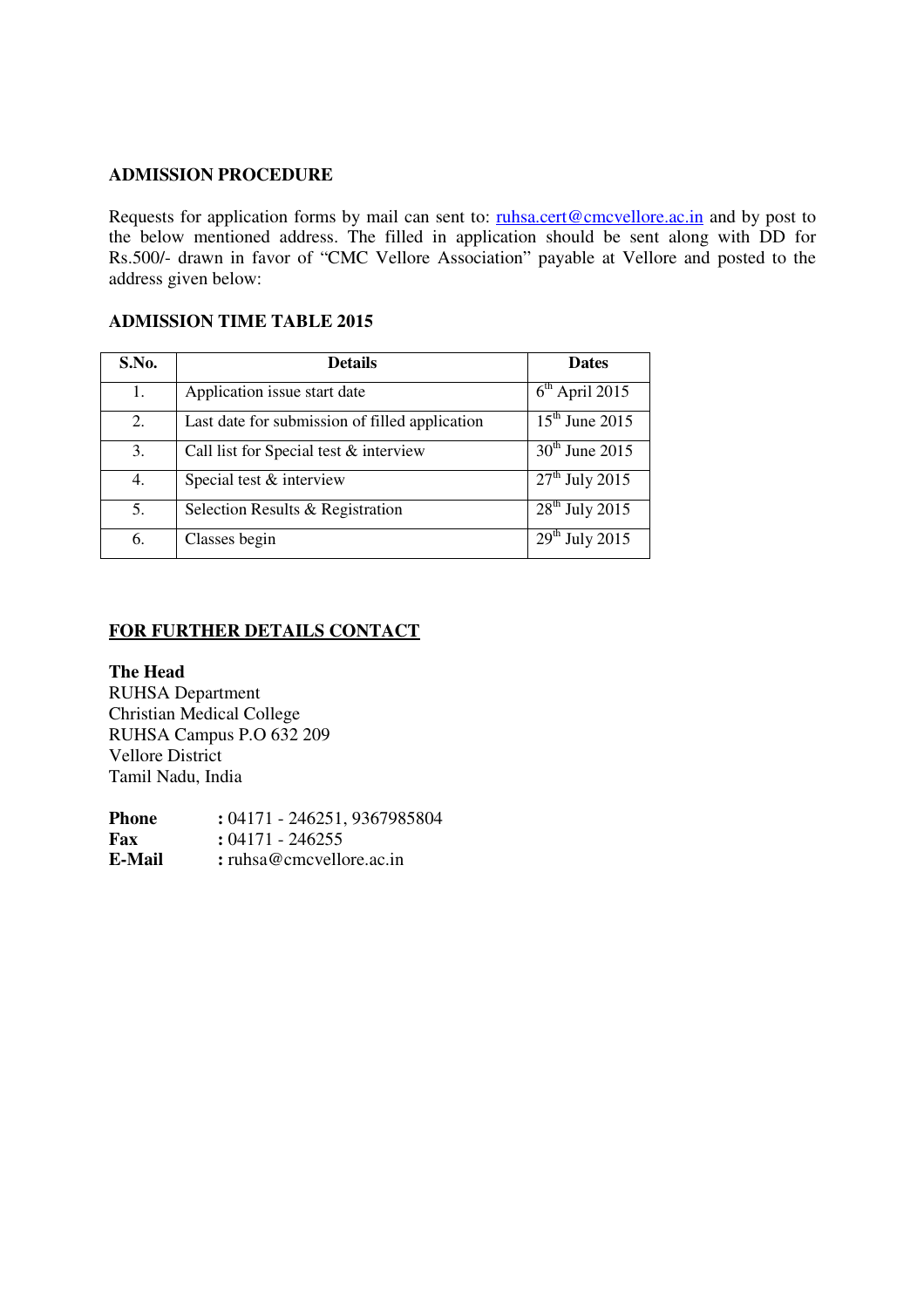**ADMISSION PROCEDURE**

Requests for application forms by mail can sent to: ruhsa.cert@cmcvellore.ac.in and by post to the below mentioned address. The filled in application should be sent along with DD for Rs.500/- drawn in favor of "CMC Vellore Association" payable at Vellore and posted to the address given below:

**ADMISSION TIME TABLE 2015**

| S.No. | Details | Dates |
|---|---|---|
| 1. | Application issue start date | 6th April 2015 |
| 2. | Last date for submission of filled application | 15th June 2015 |
| 3. | Call list for Special test & interview | 30th June 2015 |
| 4. | Special test & interview | 27th July 2015 |
| 5. | Selection Results & Registration | 28th July 2015 |
| 6. | Classes begin | 29th July 2015 |

**FOR FURTHER DETAILS CONTACT**

**The Head**
RUHSA Department
Christian Medical College
RUHSA Campus P.O 632 209
Vellore District
Tamil Nadu, India

**Phone** : 04171 - 246251, 9367985804
**Fax** : 04171 - 246255
**E-Mail** : ruhsa@cmcvellore.ac.in